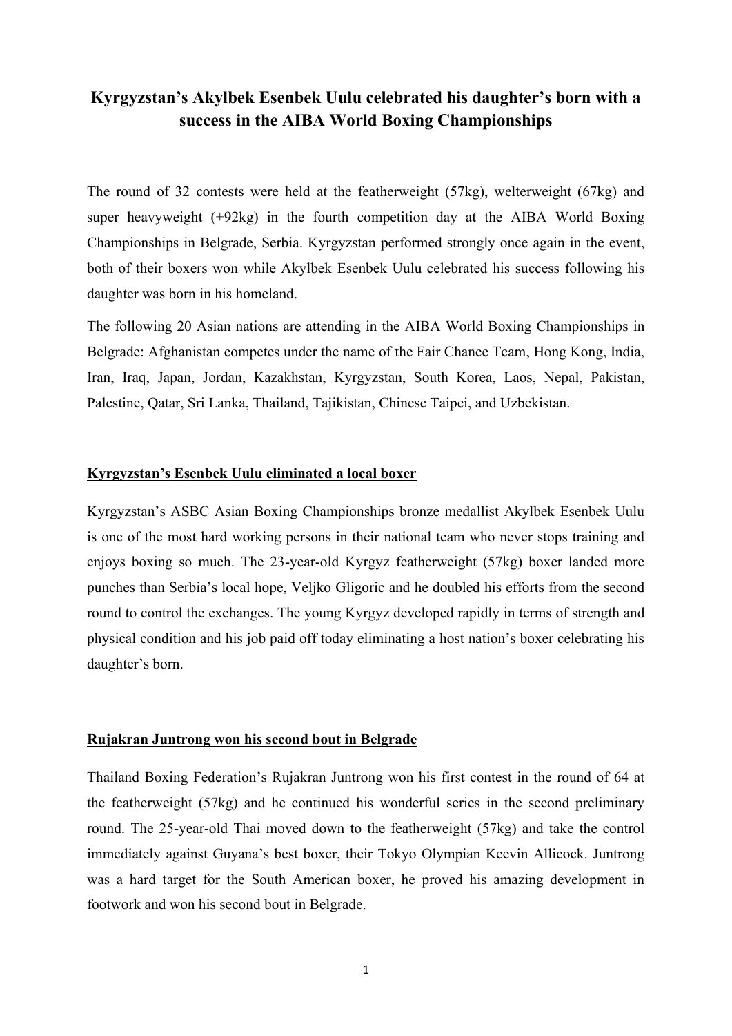# Kyrgyzstan's Akylbek Esenbek Uulu celebrated his daughter's born with a success in the AIBA World Boxing Championships

The round of 32 contests were held at the featherweight (57kg), welterweight (67kg) and super heavyweight (+92kg) in the fourth competition day at the AIBA World Boxing Championships in Belgrade, Serbia. Kyrgyzstan performed strongly once again in the event, both of their boxers won while Akylbek Esenbek Uulu celebrated his success following his daughter was born in his homeland.

The following 20 Asian nations are attending in the AIBA World Boxing Championships in Belgrade: Afghanistan competes under the name of the Fair Chance Team, Hong Kong, India, Iran, Iraq, Japan, Jordan, Kazakhstan, Kyrgyzstan, South Korea, Laos, Nepal, Pakistan, Palestine, Qatar, Sri Lanka, Thailand, Tajikistan, Chinese Taipei, and Uzbekistan.

## Kyrgyzstan's Esenbek Uulu eliminated a local boxer

Kyrgyzstan's ASBC Asian Boxing Championships bronze medallist Akylbek Esenbek Uulu is one of the most hard working persons in their national team who never stops training and enjoys boxing so much. The 23-year-old Kyrgyz featherweight (57kg) boxer landed more punches than Serbia's local hope, Veljko Gligoric and he doubled his efforts from the second round to control the exchanges. The young Kyrgyz developed rapidly in terms of strength and physical condition and his job paid off today eliminating a host nation's boxer celebrating his daughter's born.

## Rujakran Juntrong won his second bout in Belgrade

Thailand Boxing Federation's Rujakran Juntrong won his first contest in the round of 64 at the featherweight (57kg) and he continued his wonderful series in the second preliminary round. The 25-year-old Thai moved down to the featherweight (57kg) and take the control immediately against Guyana's best boxer, their Tokyo Olympian Keevin Allicock. Juntrong was a hard target for the South American boxer, he proved his amazing development in footwork and won his second bout in Belgrade.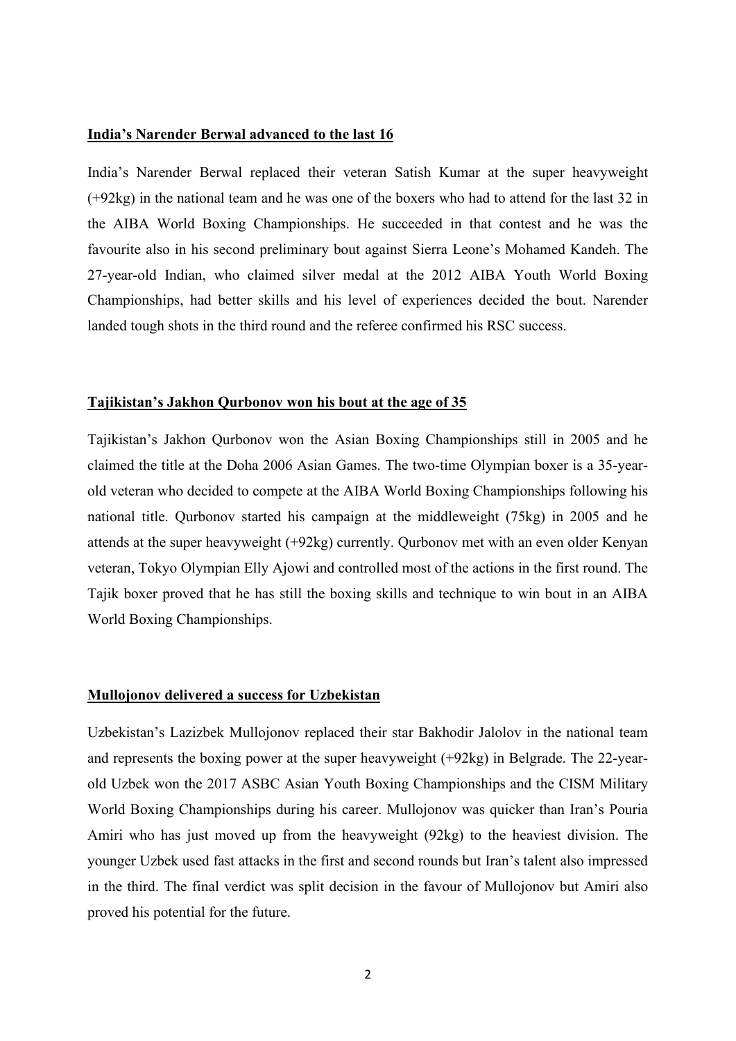**India's Narender Berwal advanced to the last 16**

India's Narender Berwal replaced their veteran Satish Kumar at the super heavyweight (+92kg) in the national team and he was one of the boxers who had to attend for the last 32 in the AIBA World Boxing Championships. He succeeded in that contest and he was the favourite also in his second preliminary bout against Sierra Leone's Mohamed Kandeh. The 27-year-old Indian, who claimed silver medal at the 2012 AIBA Youth World Boxing Championships, had better skills and his level of experiences decided the bout. Narender landed tough shots in the third round and the referee confirmed his RSC success.

**Tajikistan's Jakhon Qurbonov won his bout at the age of 35**

Tajikistan's Jakhon Qurbonov won the Asian Boxing Championships still in 2005 and he claimed the title at the Doha 2006 Asian Games. The two-time Olympian boxer is a 35-year-old veteran who decided to compete at the AIBA World Boxing Championships following his national title. Qurbonov started his campaign at the middleweight (75kg) in 2005 and he attends at the super heavyweight (+92kg) currently. Qurbonov met with an even older Kenyan veteran, Tokyo Olympian Elly Ajowi and controlled most of the actions in the first round. The Tajik boxer proved that he has still the boxing skills and technique to win bout in an AIBA World Boxing Championships.

**Mullojonov delivered a success for Uzbekistan**

Uzbekistan's Lazizbek Mullojonov replaced their star Bakhodir Jalolov in the national team and represents the boxing power at the super heavyweight (+92kg) in Belgrade. The 22-year-old Uzbek won the 2017 ASBC Asian Youth Boxing Championships and the CISM Military World Boxing Championships during his career. Mullojonov was quicker than Iran's Pouria Amiri who has just moved up from the heavyweight (92kg) to the heaviest division. The younger Uzbek used fast attacks in the first and second rounds but Iran's talent also impressed in the third. The final verdict was split decision in the favour of Mullojonov but Amiri also proved his potential for the future.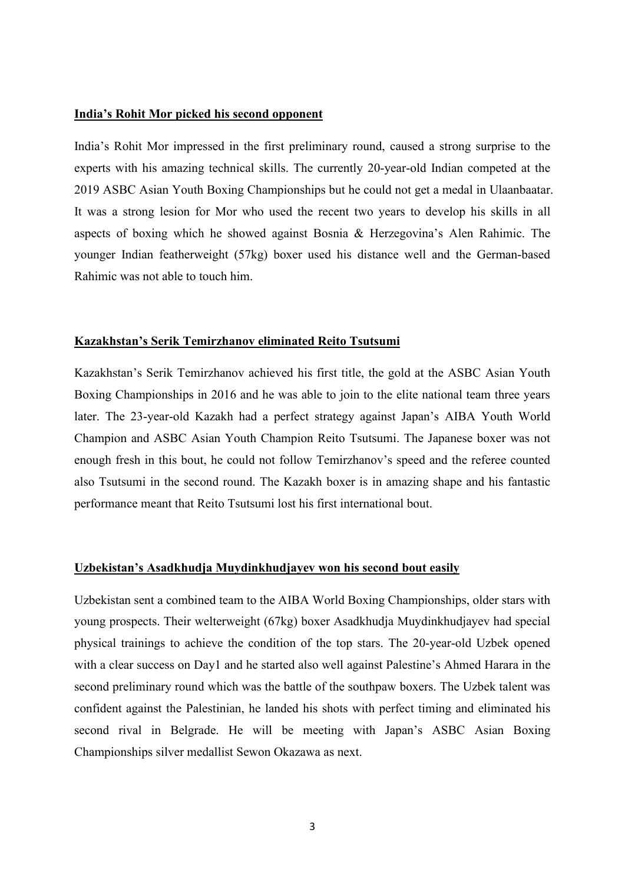**India’s Rohit Mor picked his second opponent**

India’s Rohit Mor impressed in the first preliminary round, caused a strong surprise to the experts with his amazing technical skills. The currently 20-year-old Indian competed at the 2019 ASBC Asian Youth Boxing Championships but he could not get a medal in Ulaanbaatar. It was a strong lesion for Mor who used the recent two years to develop his skills in all aspects of boxing which he showed against Bosnia & Herzegovina’s Alen Rahimic. The younger Indian featherweight (57kg) boxer used his distance well and the German-based Rahimic was not able to touch him.

**Kazakhstan’s Serik Temirzhanov eliminated Reito Tsutsumi**

Kazakhstan’s Serik Temirzhanov achieved his first title, the gold at the ASBC Asian Youth Boxing Championships in 2016 and he was able to join to the elite national team three years later. The 23-year-old Kazakh had a perfect strategy against Japan’s AIBA Youth World Champion and ASBC Asian Youth Champion Reito Tsutsumi. The Japanese boxer was not enough fresh in this bout, he could not follow Temirzhanov’s speed and the referee counted also Tsutsumi in the second round. The Kazakh boxer is in amazing shape and his fantastic performance meant that Reito Tsutsumi lost his first international bout.

**Uzbekistan’s Asadkhudja Muydinkhudjayev won his second bout easily**

Uzbekistan sent a combined team to the AIBA World Boxing Championships, older stars with young prospects. Their welterweight (67kg) boxer Asadkhudja Muydinkhudjayev had special physical trainings to achieve the condition of the top stars. The 20-year-old Uzbek opened with a clear success on Day1 and he started also well against Palestine’s Ahmed Harara in the second preliminary round which was the battle of the southpaw boxers. The Uzbek talent was confident against the Palestinian, he landed his shots with perfect timing and eliminated his second rival in Belgrade. He will be meeting with Japan’s ASBC Asian Boxing Championships silver medallist Sewon Okazawa as next.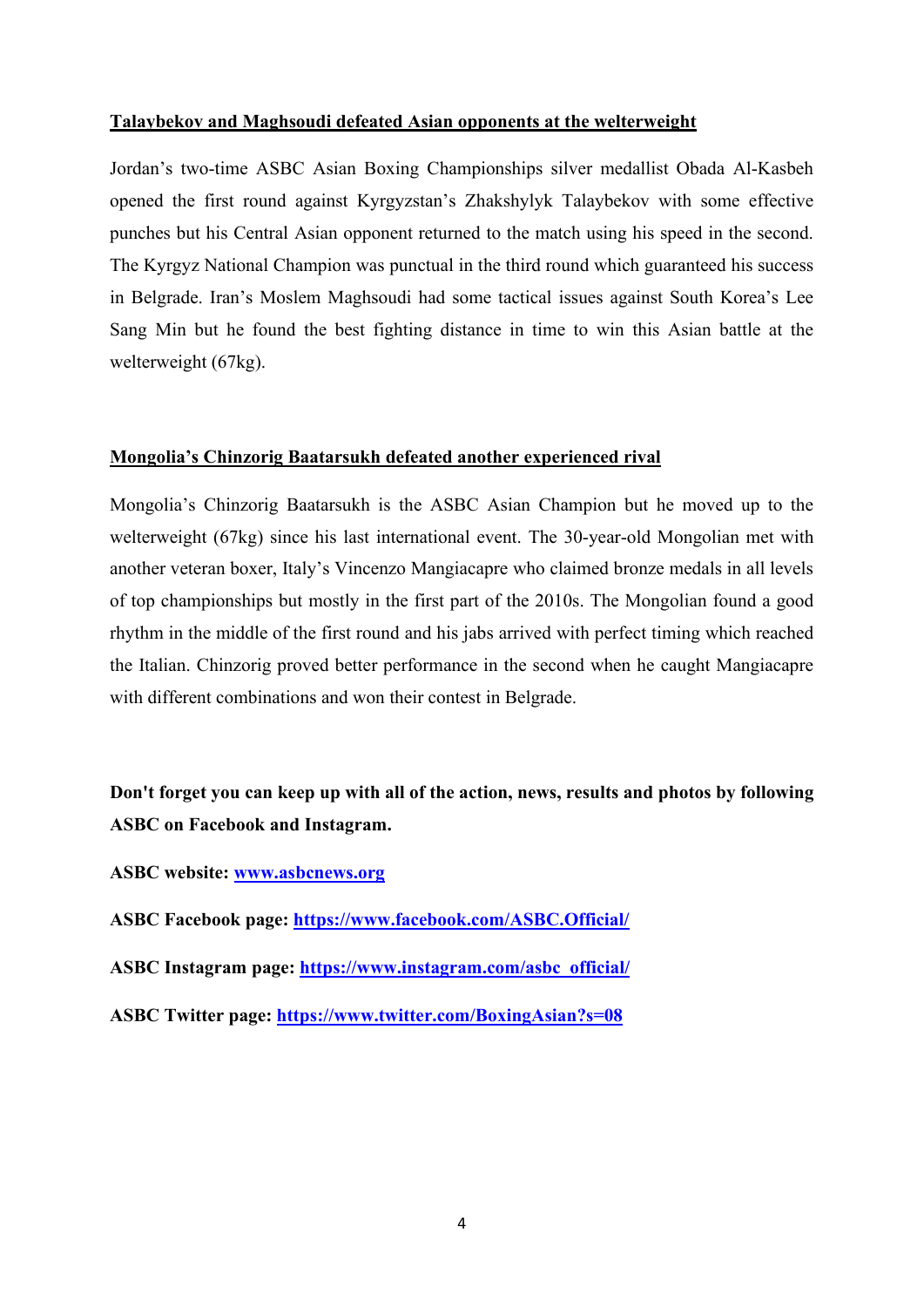**Talaybekov and Maghsoudi defeated Asian opponents at the welterweight**

Jordan's two-time ASBC Asian Boxing Championships silver medallist Obada Al-Kasbeh opened the first round against Kyrgyzstan's Zhakshylyk Talaybekov with some effective punches but his Central Asian opponent returned to the match using his speed in the second. The Kyrgyz National Champion was punctual in the third round which guaranteed his success in Belgrade. Iran's Moslem Maghsoudi had some tactical issues against South Korea's Lee Sang Min but he found the best fighting distance in time to win this Asian battle at the welterweight (67kg).

**Mongolia's Chinzorig Baatarsukh defeated another experienced rival**

Mongolia's Chinzorig Baatarsukh is the ASBC Asian Champion but he moved up to the welterweight (67kg) since his last international event. The 30-year-old Mongolian met with another veteran boxer, Italy's Vincenzo Mangiacapre who claimed bronze medals in all levels of top championships but mostly in the first part of the 2010s. The Mongolian found a good rhythm in the middle of the first round and his jabs arrived with perfect timing which reached the Italian. Chinzorig proved better performance in the second when he caught Mangiacapre with different combinations and won their contest in Belgrade.

**Don't forget you can keep up with all of the action, news, results and photos by following ASBC on Facebook and Instagram.**

**ASBC website:** [www.asbcnews.org](http://www.asbcnews.org)

**ASBC Facebook page:** [https://www.facebook.com/ASBC.Official/](https://www.facebook.com/ASBC.Official/)

**ASBC Instagram page:** [https://www.instagram.com/asbc_official/](https://www.instagram.com/asbc_official/)

**ASBC Twitter page:** [https://www.twitter.com/BoxingAsian?s=08](https://www.twitter.com/BoxingAsian?s=08)